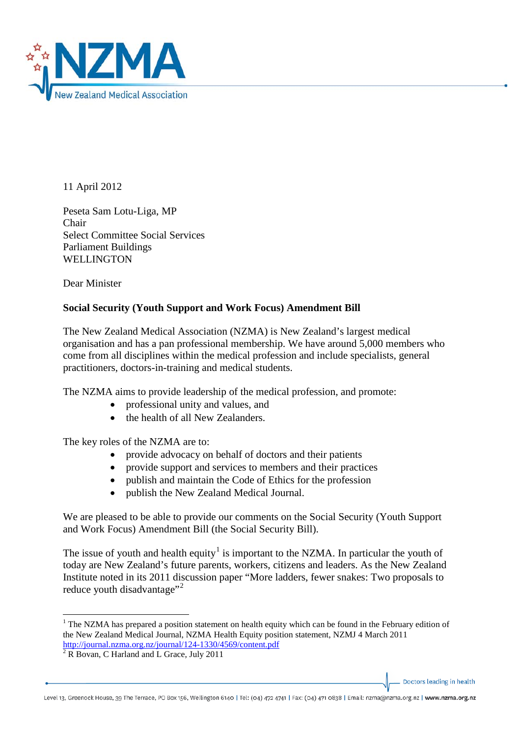11 April 2012

Peseta Sam Lotu-Liga, MP
Chair
Select Committee Social Services
Parliament Buildings
WELLINGTON

Dear Minister

**Social Security (Youth Support and Work Focus) Amendment Bill**

The New Zealand Medical Association (NZMA) is New Zealand's largest medical organisation and has a pan professional membership. We have around 5,000 members who come from all disciplines within the medical profession and include specialists, general practitioners, doctors-in-training and medical students.

The NZMA aims to provide leadership of the medical profession, and promote:

- professional unity and values, and
- the health of all New Zealanders.

The key roles of the NZMA are to:

- provide advocacy on behalf of doctors and their patients
- provide support and services to members and their practices
- publish and maintain the Code of Ethics for the profession
- publish the New Zealand Medical Journal.

We are pleased to be able to provide our comments on the Social Security (Youth Support and Work Focus) Amendment Bill (the Social Security Bill).

The issue of youth and health equity[1] is important to the NZMA. In particular the youth of today are New Zealand's future parents, workers, citizens and leaders. As the New Zealand Institute noted in its 2011 discussion paper "More ladders, fewer snakes: Two proposals to reduce youth disadvantage"[2]

---

[1] The NZMA has prepared a position statement on health equity which can be found in the February edition of the New Zealand Medical Journal, NZMA Health Equity position statement, NZMJ 4 March 2011 http://journal.nzma.org.nz/journal/124-1330/4569/content.pdf

[2] R Bovan, C Harland and L Grace, July 2011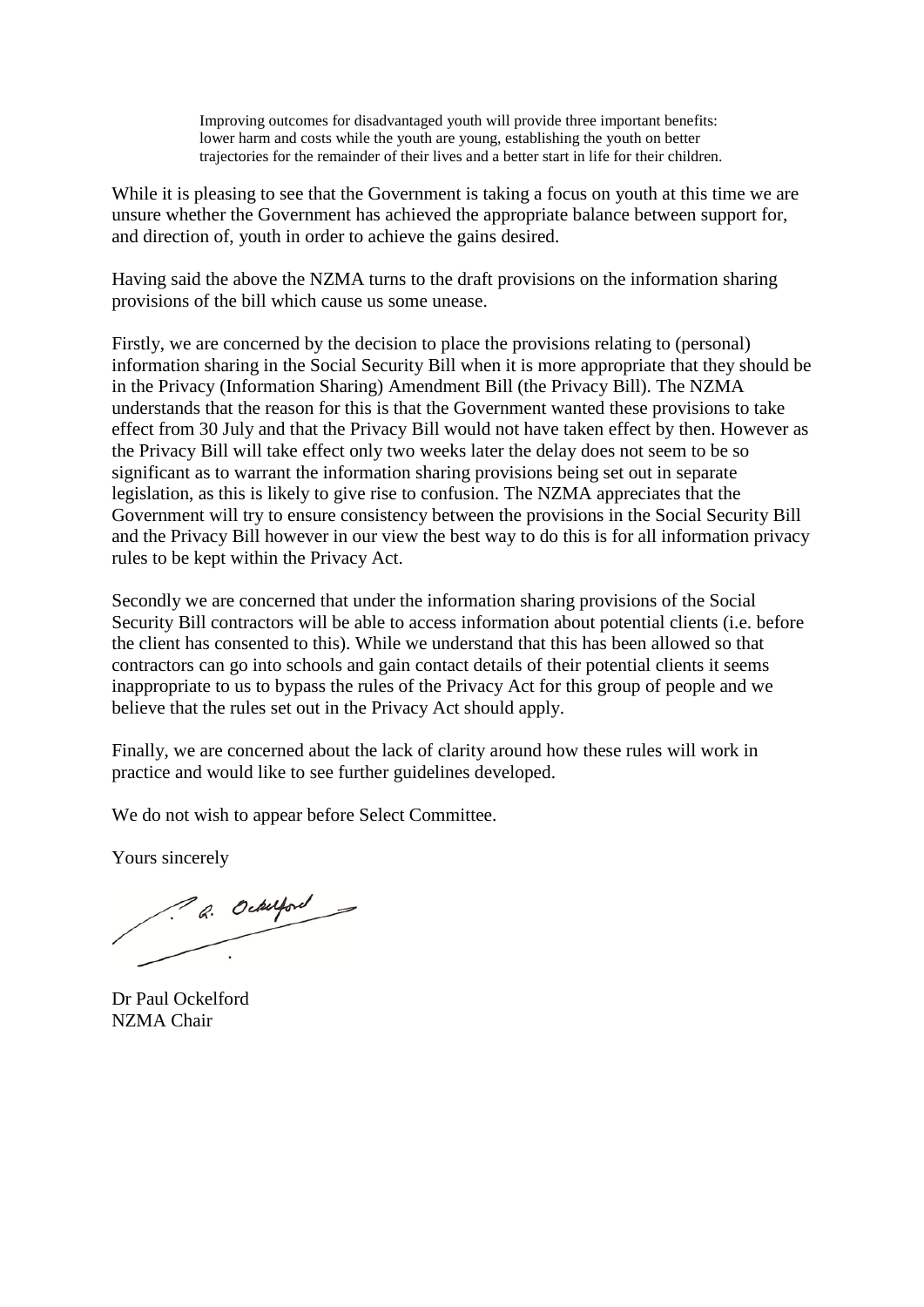> Improving outcomes for disadvantaged youth will provide three important benefits: lower harm and costs while the youth are young, establishing the youth on better trajectories for the remainder of their lives and a better start in life for their children.

While it is pleasing to see that the Government is taking a focus on youth at this time we are unsure whether the Government has achieved the appropriate balance between support for, and direction of, youth in order to achieve the gains desired.

Having said the above the NZMA turns to the draft provisions on the information sharing provisions of the bill which cause us some unease.

Firstly, we are concerned by the decision to place the provisions relating to (personal) information sharing in the Social Security Bill when it is more appropriate that they should be in the Privacy (Information Sharing) Amendment Bill (the Privacy Bill). The NZMA understands that the reason for this is that the Government wanted these provisions to take effect from 30 July and that the Privacy Bill would not have taken effect by then. However as the Privacy Bill will take effect only two weeks later the delay does not seem to be so significant as to warrant the information sharing provisions being set out in separate legislation, as this is likely to give rise to confusion. The NZMA appreciates that the Government will try to ensure consistency between the provisions in the Social Security Bill and the Privacy Bill however in our view the best way to do this is for all information privacy rules to be kept within the Privacy Act.

Secondly we are concerned that under the information sharing provisions of the Social Security Bill contractors will be able to access information about potential clients (i.e. before the client has consented to this). While we understand that this has been allowed so that contractors can go into schools and gain contact details of their potential clients it seems inappropriate to us to bypass the rules of the Privacy Act for this group of people and we believe that the rules set out in the Privacy Act should apply.

Finally, we are concerned about the lack of clarity around how these rules will work in practice and would like to see further guidelines developed.

We do not wish to appear before Select Committee.

Yours sincerely

Dr Paul Ockelford
NZMA Chair